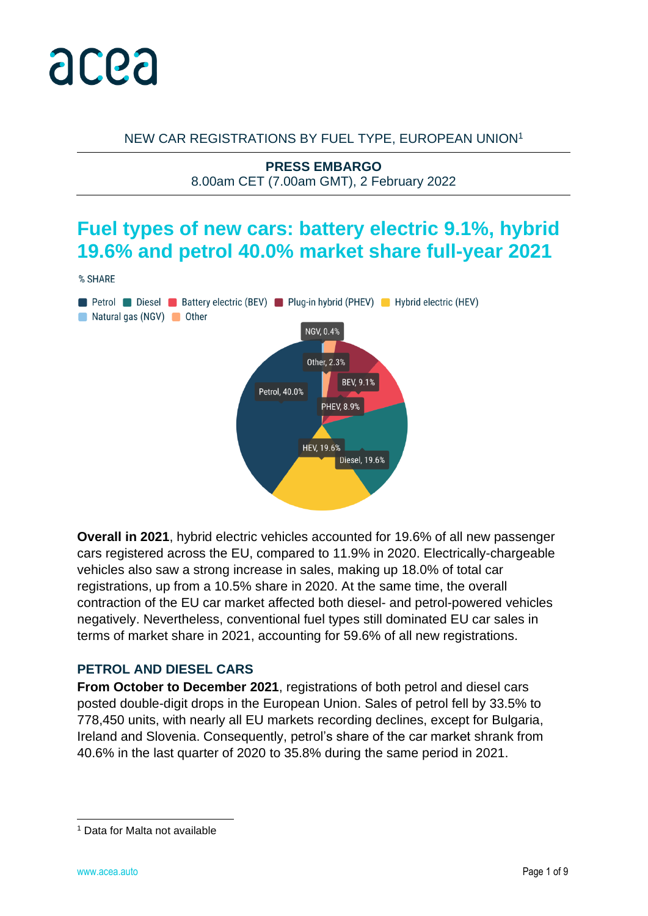acea

NEW CAR REGISTRATIONS BY FUEL TYPE, EUROPEAN UNION[1]

**PRESS EMBARGO**
8.00am CET (7.00am GMT), 2 February 2022

# Fuel types of new cars: battery electric 9.1%, hybrid 19.6% and petrol 40.0% market share full-year 2021

% SHARE

Petrol | Diesel | Battery electric (BEV) | Plug-in hybrid (PHEV) | Hybrid electric (HEV) | Natural gas (NGV) | Other

NGV, 0.4%
Other, 2.3%
BEV, 9.1%
PHEV, 8.9%
Petrol, 40.0%
HEV, 19.6%
Diesel, 19.6%

**Overall in 2021**, hybrid electric vehicles accounted for 19.6% of all new passenger cars registered across the EU, compared to 11.9% in 2020. Electrically-chargeable vehicles also saw a strong increase in sales, making up 18.0% of total car registrations, up from a 10.5% share in 2020. At the same time, the overall contraction of the EU car market affected both diesel- and petrol-powered vehicles negatively. Nevertheless, conventional fuel types still dominated EU car sales in terms of market share in 2021, accounting for 59.6% of all new registrations.

## PETROL AND DIESEL CARS

**From October to December 2021**, registrations of both petrol and diesel cars posted double-digit drops in the European Union. Sales of petrol fell by 33.5% to 778,450 units, with nearly all EU markets recording declines, except for Bulgaria, Ireland and Slovenia. Consequently, petrol's share of the car market shrank from 40.6% in the last quarter of 2020 to 35.8% during the same period in 2021.

[1] Data for Malta not available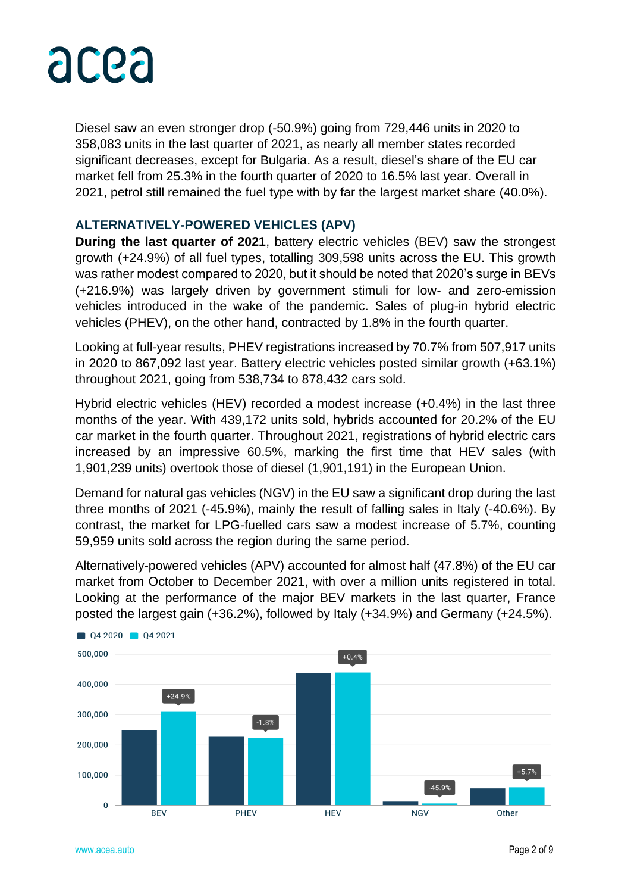Diesel saw an even stronger drop (-50.9%) going from 729,446 units in 2020 to 358,083 units in the last quarter of 2021, as nearly all member states recorded significant decreases, except for Bulgaria. As a result, diesel's share of the EU car market fell from 25.3% in the fourth quarter of 2020 to 16.5% last year. Overall in 2021, petrol still remained the fuel type with by far the largest market share (40.0%).

## ALTERNATIVELY-POWERED VEHICLES (APV)

**During the last quarter of 2021**, battery electric vehicles (BEV) saw the strongest growth (+24.9%) of all fuel types, totalling 309,598 units across the EU. This growth was rather modest compared to 2020, but it should be noted that 2020's surge in BEVs (+216.9%) was largely driven by government stimuli for low- and zero-emission vehicles introduced in the wake of the pandemic. Sales of plug-in hybrid electric vehicles (PHEV), on the other hand, contracted by 1.8% in the fourth quarter.

Looking at full-year results, PHEV registrations increased by 70.7% from 507,917 units in 2020 to 867,092 last year. Battery electric vehicles posted similar growth (+63.1%) throughout 2021, going from 538,734 to 878,432 cars sold.

Hybrid electric vehicles (HEV) recorded a modest increase (+0.4%) in the last three months of the year. With 439,172 units sold, hybrids accounted for 20.2% of the EU car market in the fourth quarter. Throughout 2021, registrations of hybrid electric cars increased by an impressive 60.5%, marking the first time that HEV sales (with 1,901,239 units) overtook those of diesel (1,901,191) in the European Union.

Demand for natural gas vehicles (NGV) in the EU saw a significant drop during the last three months of 2021 (-45.9%), mainly the result of falling sales in Italy (-40.6%). By contrast, the market for LPG-fuelled cars saw a modest increase of 5.7%, counting 59,959 units sold across the region during the same period.

Alternatively-powered vehicles (APV) accounted for almost half (47.8%) of the EU car market from October to December 2021, with over a million units registered in total. Looking at the performance of the major BEV markets in the last quarter, France posted the largest gain (+36.2%), followed by Italy (+34.9%) and Germany (+24.5%).

| | BEV | PHEV | HEV | NGV | Other |
|---|---|---|---|---|---|
| % change Q4 2021 vs Q4 2020 | +24.9% | -1.8% | +0.4% | -45.9% | +5.7% |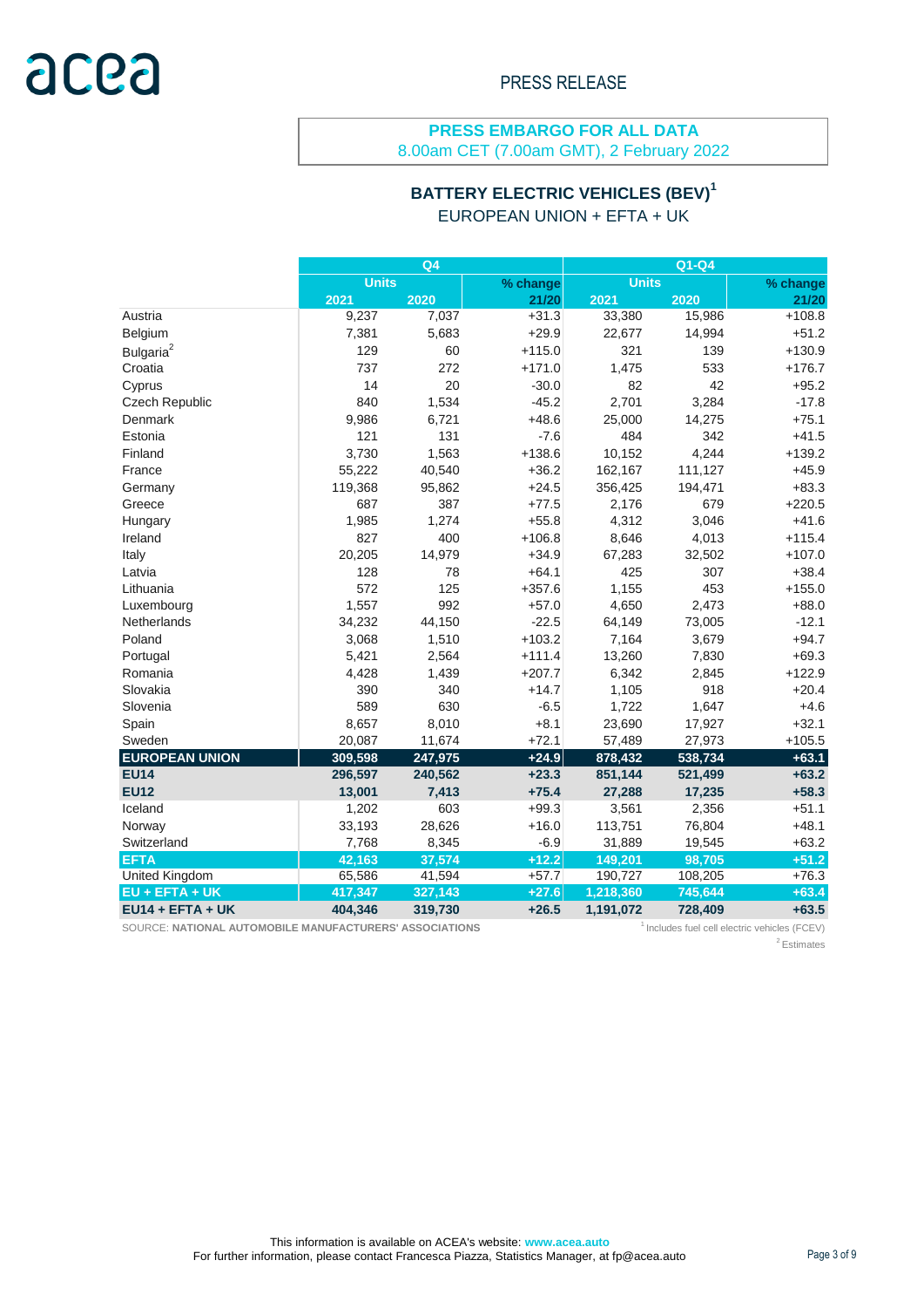acea

PRESS RELEASE

**PRESS EMBARGO FOR ALL DATA**
8.00am CET (7.00am GMT), 2 February 2022

## BATTERY ELECTRIC VEHICLES (BEV)[1]
EUROPEAN UNION + EFTA + UK

| | Q4 | | | Q1-Q4 | | |
|---|---|---|---|---|---|---|
| | Units | | % change | Units | | % change |
| | 2021 | 2020 | 21/20 | 2021 | 2020 | 21/20 |
| Austria | 9,237 | 7,037 | +31.3 | 33,380 | 15,986 | +108.8 |
| Belgium | 7,381 | 5,683 | +29.9 | 22,677 | 14,994 | +51.2 |
| Bulgaria[2] | 129 | 60 | +115.0 | 321 | 139 | +130.9 |
| Croatia | 737 | 272 | +171.0 | 1,475 | 533 | +176.7 |
| Cyprus | 14 | 20 | -30.0 | 82 | 42 | +95.2 |
| Czech Republic | 840 | 1,534 | -45.2 | 2,701 | 3,284 | -17.8 |
| Denmark | 9,986 | 6,721 | +48.6 | 25,000 | 14,275 | +75.1 |
| Estonia | 121 | 131 | -7.6 | 484 | 342 | +41.5 |
| Finland | 3,730 | 1,563 | +138.6 | 10,152 | 4,244 | +139.2 |
| France | 55,222 | 40,540 | +36.2 | 162,167 | 111,127 | +45.9 |
| Germany | 119,368 | 95,862 | +24.5 | 356,425 | 194,471 | +83.3 |
| Greece | 687 | 387 | +77.5 | 2,176 | 679 | +220.5 |
| Hungary | 1,985 | 1,274 | +55.8 | 4,312 | 3,046 | +41.6 |
| Ireland | 827 | 400 | +106.8 | 8,646 | 4,013 | +115.4 |
| Italy | 20,205 | 14,979 | +34.9 | 67,283 | 32,502 | +107.0 |
| Latvia | 128 | 78 | +64.1 | 425 | 307 | +38.4 |
| Lithuania | 572 | 125 | +357.6 | 1,155 | 453 | +155.0 |
| Luxembourg | 1,557 | 992 | +57.0 | 4,650 | 2,473 | +88.0 |
| Netherlands | 34,232 | 44,150 | -22.5 | 64,149 | 73,005 | -12.1 |
| Poland | 3,068 | 1,510 | +103.2 | 7,164 | 3,679 | +94.7 |
| Portugal | 5,421 | 2,564 | +111.4 | 13,260 | 7,830 | +69.3 |
| Romania | 4,428 | 1,439 | +207.7 | 6,342 | 2,845 | +122.9 |
| Slovakia | 390 | 340 | +14.7 | 1,105 | 918 | +20.4 |
| Slovenia | 589 | 630 | -6.5 | 1,722 | 1,647 | +4.6 |
| Spain | 8,657 | 8,010 | +8.1 | 23,690 | 17,927 | +32.1 |
| Sweden | 20,087 | 11,674 | +72.1 | 57,489 | 27,973 | +105.5 |
| **EUROPEAN UNION** | **309,598** | **247,975** | **+24.9** | **878,432** | **538,734** | **+63.1** |
| **EU14** | **296,597** | **240,562** | **+23.3** | **851,144** | **521,499** | **+63.2** |
| **EU12** | **13,001** | **7,413** | **+75.4** | **27,288** | **17,235** | **+58.3** |
| Iceland | 1,202 | 603 | +99.3 | 3,561 | 2,356 | +51.1 |
| Norway | 33,193 | 28,626 | +16.0 | 113,751 | 76,804 | +48.1 |
| Switzerland | 7,768 | 8,345 | -6.9 | 31,889 | 19,545 | +63.2 |
| **EFTA** | **42,163** | **37,574** | **+12.2** | **149,201** | **98,705** | **+51.2** |
| United Kingdom | 65,586 | 41,594 | +57.7 | 190,727 | 108,205 | +76.3 |
| **EU + EFTA + UK** | **417,347** | **327,143** | **+27.6** | **1,218,360** | **745,644** | **+63.4** |
| **EU14 + EFTA + UK** | **404,346** | **319,730** | **+26.5** | **1,191,072** | **728,409** | **+63.5** |

SOURCE: **NATIONAL AUTOMOBILE MANUFACTURERS' ASSOCIATIONS**

[1] Includes fuel cell electric vehicles (FCEV)

[2] Estimates

This information is available on ACEA's website: **www.acea.auto**
For further information, please contact Francesca Piazza, Statistics Manager, at fp@acea.auto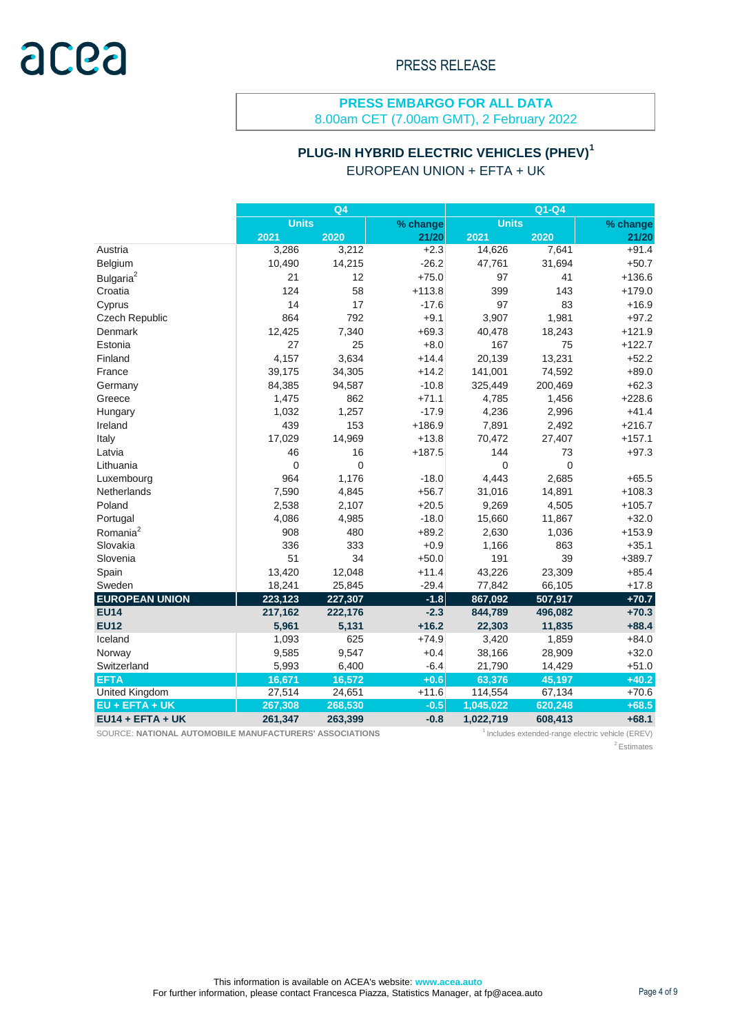acea

PRESS RELEASE

**PRESS EMBARGO FOR ALL DATA**
8.00am CET (7.00am GMT), 2 February 2022

## PLUG-IN HYBRID ELECTRIC VEHICLES (PHEV)[1]

EUROPEAN UNION + EFTA + UK

| | Q4 | | | Q1-Q4 | | |
|---|---|---|---|---|---|---|
| | Units | | % change | Units | | % change |
| | 2021 | 2020 | 21/20 | 2021 | 2020 | 21/20 |
| Austria | 3,286 | 3,212 | +2.3 | 14,626 | 7,641 | +91.4 |
| Belgium | 10,490 | 14,215 | -26.2 | 47,761 | 31,694 | +50.7 |
| Bulgaria[2] | 21 | 12 | +75.0 | 97 | 41 | +136.6 |
| Croatia | 124 | 58 | +113.8 | 399 | 143 | +179.0 |
| Cyprus | 14 | 17 | -17.6 | 97 | 83 | +16.9 |
| Czech Republic | 864 | 792 | +9.1 | 3,907 | 1,981 | +97.2 |
| Denmark | 12,425 | 7,340 | +69.3 | 40,478 | 18,243 | +121.9 |
| Estonia | 27 | 25 | +8.0 | 167 | 75 | +122.7 |
| Finland | 4,157 | 3,634 | +14.4 | 20,139 | 13,231 | +52.2 |
| France | 39,175 | 34,305 | +14.2 | 141,001 | 74,592 | +89.0 |
| Germany | 84,385 | 94,587 | -10.8 | 325,449 | 200,469 | +62.3 |
| Greece | 1,475 | 862 | +71.1 | 4,785 | 1,456 | +228.6 |
| Hungary | 1,032 | 1,257 | -17.9 | 4,236 | 2,996 | +41.4 |
| Ireland | 439 | 153 | +186.9 | 7,891 | 2,492 | +216.7 |
| Italy | 17,029 | 14,969 | +13.8 | 70,472 | 27,407 | +157.1 |
| Latvia | 46 | 16 | +187.5 | 144 | 73 | +97.3 |
| Lithuania | 0 | 0 | | 0 | 0 | |
| Luxembourg | 964 | 1,176 | -18.0 | 4,443 | 2,685 | +65.5 |
| Netherlands | 7,590 | 4,845 | +56.7 | 31,016 | 14,891 | +108.3 |
| Poland | 2,538 | 2,107 | +20.5 | 9,269 | 4,505 | +105.7 |
| Portugal | 4,086 | 4,985 | -18.0 | 15,660 | 11,867 | +32.0 |
| Romania[2] | 908 | 480 | +89.2 | 2,630 | 1,036 | +153.9 |
| Slovakia | 336 | 333 | +0.9 | 1,166 | 863 | +35.1 |
| Slovenia | 51 | 34 | +50.0 | 191 | 39 | +389.7 |
| Spain | 13,420 | 12,048 | +11.4 | 43,226 | 23,309 | +85.4 |
| Sweden | 18,241 | 25,845 | -29.4 | 77,842 | 66,105 | +17.8 |
| **EUROPEAN UNION** | **223,123** | **227,307** | **-1.8** | **867,092** | **507,917** | **+70.7** |
| **EU14** | **217,162** | **222,176** | **-2.3** | **844,789** | **496,082** | **+70.3** |
| **EU12** | **5,961** | **5,131** | **+16.2** | **22,303** | **11,835** | **+88.4** |
| Iceland | 1,093 | 625 | +74.9 | 3,420 | 1,859 | +84.0 |
| Norway | 9,585 | 9,547 | +0.4 | 38,166 | 28,909 | +32.0 |
| Switzerland | 5,993 | 6,400 | -6.4 | 21,790 | 14,429 | +51.0 |
| **EFTA** | **16,671** | **16,572** | **+0.6** | **63,376** | **45,197** | **+40.2** |
| United Kingdom | 27,514 | 24,651 | +11.6 | 114,554 | 67,134 | +70.6 |
| **EU + EFTA + UK** | **267,308** | **268,530** | **-0.5** | **1,045,022** | **620,248** | **+68.5** |
| **EU14 + EFTA + UK** | **261,347** | **263,399** | **-0.8** | **1,022,719** | **608,413** | **+68.1** |

SOURCE: **NATIONAL AUTOMOBILE MANUFACTURERS' ASSOCIATIONS**

[1] Includes extended-range electric vehicle (EREV)

[2] Estimates

This information is available on ACEA's website: **www.acea.auto**
For further information, please contact Francesca Piazza, Statistics Manager, at fp@acea.auto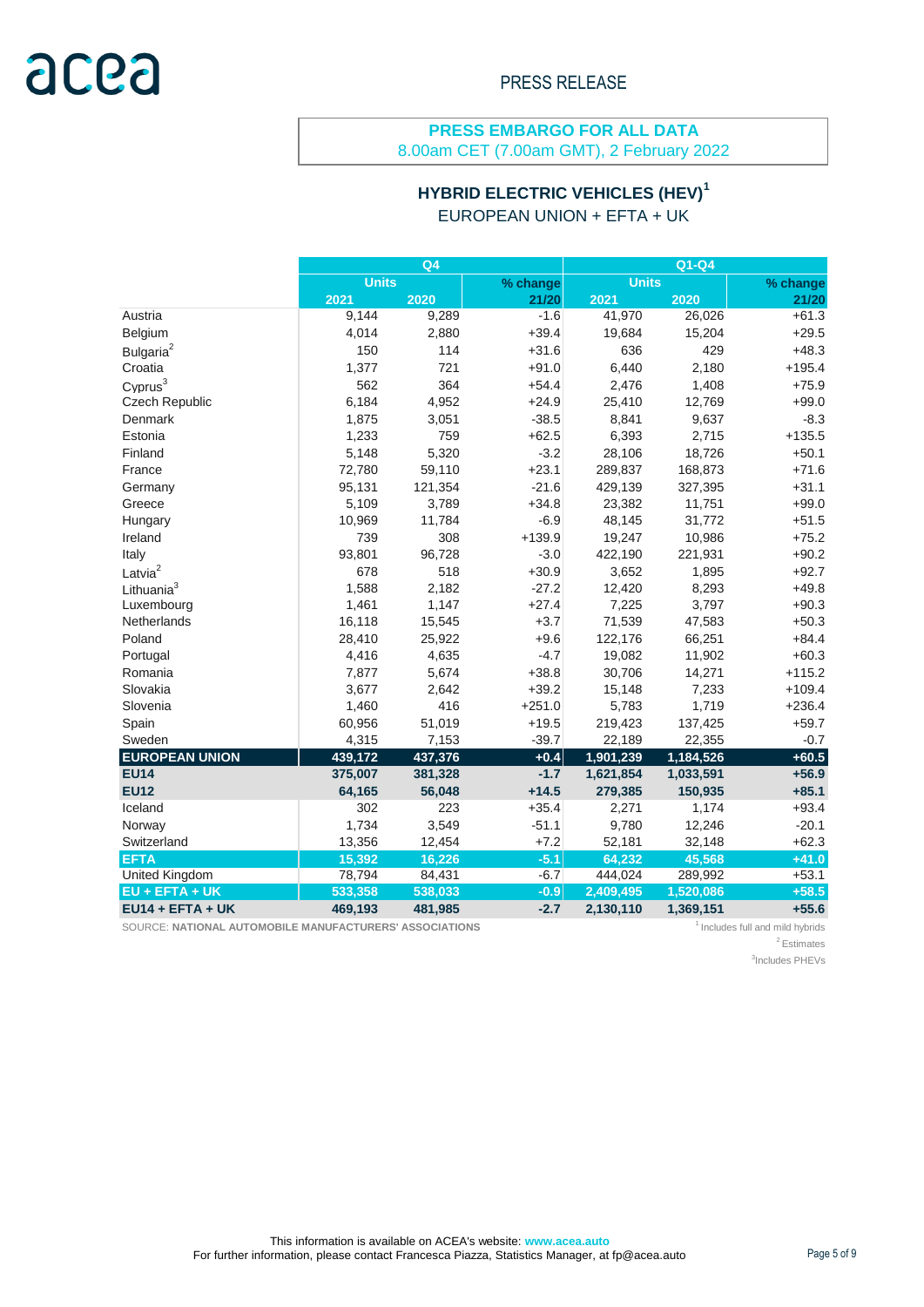PRESS RELEASE

**PRESS EMBARGO FOR ALL DATA**
8.00am CET (7.00am GMT), 2 February 2022

## HYBRID ELECTRIC VEHICLES (HEV)[1]

EUROPEAN UNION + EFTA + UK

| | Q4 | | | Q1-Q4 | | |
|---|---|---|---|---|---|---|
| | Units | | % change | Units | | % change |
| | 2021 | 2020 | 21/20 | 2021 | 2020 | 21/20 |
| Austria | 9,144 | 9,289 | -1.6 | 41,970 | 26,026 | +61.3 |
| Belgium | 4,014 | 2,880 | +39.4 | 19,684 | 15,204 | +29.5 |
| Bulgaria[2] | 150 | 114 | +31.6 | 636 | 429 | +48.3 |
| Croatia | 1,377 | 721 | +91.0 | 6,440 | 2,180 | +195.4 |
| Cyprus[3] | 562 | 364 | +54.4 | 2,476 | 1,408 | +75.9 |
| Czech Republic | 6,184 | 4,952 | +24.9 | 25,410 | 12,769 | +99.0 |
| Denmark | 1,875 | 3,051 | -38.5 | 8,841 | 9,637 | -8.3 |
| Estonia | 1,233 | 759 | +62.5 | 6,393 | 2,715 | +135.5 |
| Finland | 5,148 | 5,320 | -3.2 | 28,106 | 18,726 | +50.1 |
| France | 72,780 | 59,110 | +23.1 | 289,837 | 168,873 | +71.6 |
| Germany | 95,131 | 121,354 | -21.6 | 429,139 | 327,395 | +31.1 |
| Greece | 5,109 | 3,789 | +34.8 | 23,382 | 11,751 | +99.0 |
| Hungary | 10,969 | 11,784 | -6.9 | 48,145 | 31,772 | +51.5 |
| Ireland | 739 | 308 | +139.9 | 19,247 | 10,986 | +75.2 |
| Italy | 93,801 | 96,728 | -3.0 | 422,190 | 221,931 | +90.2 |
| Latvia[2] | 678 | 518 | +30.9 | 3,652 | 1,895 | +92.7 |
| Lithuania[3] | 1,588 | 2,182 | -27.2 | 12,420 | 8,293 | +49.8 |
| Luxembourg | 1,461 | 1,147 | +27.4 | 7,225 | 3,797 | +90.3 |
| Netherlands | 16,118 | 15,545 | +3.7 | 71,539 | 47,583 | +50.3 |
| Poland | 28,410 | 25,922 | +9.6 | 122,176 | 66,251 | +84.4 |
| Portugal | 4,416 | 4,635 | -4.7 | 19,082 | 11,902 | +60.3 |
| Romania | 7,877 | 5,674 | +38.8 | 30,706 | 14,271 | +115.2 |
| Slovakia | 3,677 | 2,642 | +39.2 | 15,148 | 7,233 | +109.4 |
| Slovenia | 1,460 | 416 | +251.0 | 5,783 | 1,719 | +236.4 |
| Spain | 60,956 | 51,019 | +19.5 | 219,423 | 137,425 | +59.7 |
| Sweden | 4,315 | 7,153 | -39.7 | 22,189 | 22,355 | -0.7 |
| **EUROPEAN UNION** | **439,172** | **437,376** | **+0.4** | **1,901,239** | **1,184,526** | **+60.5** |
| **EU14** | **375,007** | **381,328** | **-1.7** | **1,621,854** | **1,033,591** | **+56.9** |
| **EU12** | **64,165** | **56,048** | **+14.5** | **279,385** | **150,935** | **+85.1** |
| Iceland | 302 | 223 | +35.4 | 2,271 | 1,174 | +93.4 |
| Norway | 1,734 | 3,549 | -51.1 | 9,780 | 12,246 | -20.1 |
| Switzerland | 13,356 | 12,454 | +7.2 | 52,181 | 32,148 | +62.3 |
| **EFTA** | **15,392** | **16,226** | **-5.1** | **64,232** | **45,568** | **+41.0** |
| United Kingdom | 78,794 | 84,431 | -6.7 | 444,024 | 289,992 | +53.1 |
| **EU + EFTA + UK** | **533,358** | **538,033** | **-0.9** | **2,409,495** | **1,520,086** | **+58.5** |
| **EU14 + EFTA + UK** | **469,193** | **481,985** | **-2.7** | **2,130,110** | **1,369,151** | **+55.6** |

SOURCE: **NATIONAL AUTOMOBILE MANUFACTURERS' ASSOCIATIONS**

[1] Includes full and mild hybrids
[2] Estimates
[3] Includes PHEVs

This information is available on ACEA's website: **www.acea.auto**
For further information, please contact Francesca Piazza, Statistics Manager, at fp@acea.auto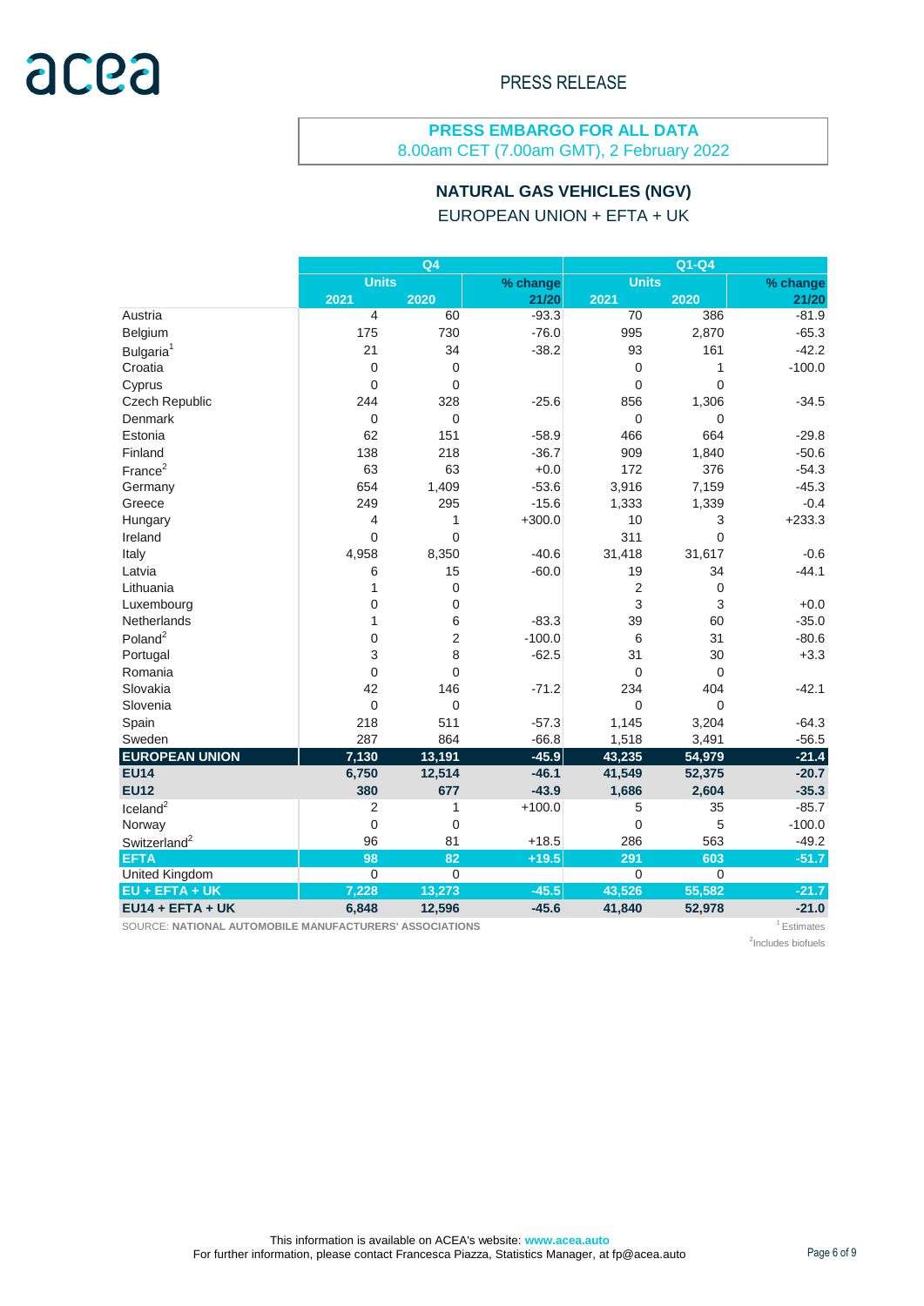PRESS RELEASE

**PRESS EMBARGO FOR ALL DATA**
8.00am CET (7.00am GMT), 2 February 2022

## NATURAL GAS VEHICLES (NGV)

EUROPEAN UNION + EFTA + UK

| | Q4 | | | Q1-Q4 | | |
|---|---|---|---|---|---|---|
| | Units | | % change | Units | | % change |
| | 2021 | 2020 | 21/20 | 2021 | 2020 | 21/20 |
| Austria | 4 | 60 | -93.3 | 70 | 386 | -81.9 |
| Belgium | 175 | 730 | -76.0 | 995 | 2,870 | -65.3 |
| Bulgaria[1] | 21 | 34 | -38.2 | 93 | 161 | -42.2 |
| Croatia | 0 | 0 | | 0 | 1 | -100.0 |
| Cyprus | 0 | 0 | | 0 | 0 | |
| Czech Republic | 244 | 328 | -25.6 | 856 | 1,306 | -34.5 |
| Denmark | 0 | 0 | | 0 | 0 | |
| Estonia | 62 | 151 | -58.9 | 466 | 664 | -29.8 |
| Finland | 138 | 218 | -36.7 | 909 | 1,840 | -50.6 |
| France[2] | 63 | 63 | +0.0 | 172 | 376 | -54.3 |
| Germany | 654 | 1,409 | -53.6 | 3,916 | 7,159 | -45.3 |
| Greece | 249 | 295 | -15.6 | 1,333 | 1,339 | -0.4 |
| Hungary | 4 | 1 | +300.0 | 10 | 3 | +233.3 |
| Ireland | 0 | 0 | | 311 | 0 | |
| Italy | 4,958 | 8,350 | -40.6 | 31,418 | 31,617 | -0.6 |
| Latvia | 6 | 15 | -60.0 | 19 | 34 | -44.1 |
| Lithuania | 1 | 0 | | 2 | 0 | |
| Luxembourg | 0 | 0 | | 3 | 3 | +0.0 |
| Netherlands | 1 | 6 | -83.3 | 39 | 60 | -35.0 |
| Poland[2] | 0 | 2 | -100.0 | 6 | 31 | -80.6 |
| Portugal | 3 | 8 | -62.5 | 31 | 30 | +3.3 |
| Romania | 0 | 0 | | 0 | 0 | |
| Slovakia | 42 | 146 | -71.2 | 234 | 404 | -42.1 |
| Slovenia | 0 | 0 | | 0 | 0 | |
| Spain | 218 | 511 | -57.3 | 1,145 | 3,204 | -64.3 |
| Sweden | 287 | 864 | -66.8 | 1,518 | 3,491 | -56.5 |
| **EUROPEAN UNION** | **7,130** | **13,191** | **-45.9** | **43,235** | **54,979** | **-21.4** |
| **EU14** | **6,750** | **12,514** | **-46.1** | **41,549** | **52,375** | **-20.7** |
| **EU12** | **380** | **677** | **-43.9** | **1,686** | **2,604** | **-35.3** |
| Iceland[2] | 2 | 1 | +100.0 | 5 | 35 | -85.7 |
| Norway | 0 | 0 | | 0 | 5 | -100.0 |
| Switzerland[2] | 96 | 81 | +18.5 | 286 | 563 | -49.2 |
| **EFTA** | **98** | **82** | **+19.5** | **291** | **603** | **-51.7** |
| United Kingdom | 0 | 0 | | 0 | 0 | |
| **EU + EFTA + UK** | **7,228** | **13,273** | **-45.5** | **43,526** | **55,582** | **-21.7** |
| **EU14 + EFTA + UK** | **6,848** | **12,596** | **-45.6** | **41,840** | **52,978** | **-21.0** |

SOURCE: **NATIONAL AUTOMOBILE MANUFACTURERS' ASSOCIATIONS**

[1] Estimates
[2] Includes biofuels

This information is available on ACEA's website: **www.acea.auto**
For further information, please contact Francesca Piazza, Statistics Manager, at fp@acea.auto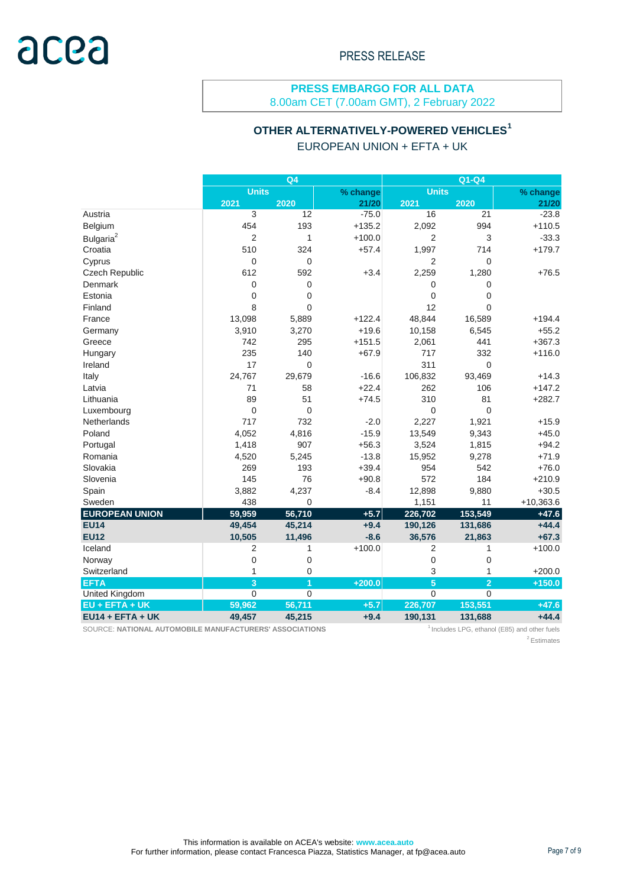acea

PRESS RELEASE

**PRESS EMBARGO FOR ALL DATA**
8.00am CET (7.00am GMT), 2 February 2022

## OTHER ALTERNATIVELY-POWERED VEHICLES[1]

EUROPEAN UNION + EFTA + UK

| | Q4 | | | Q1-Q4 | | |
|---|---|---|---|---|---|---|
| | Units | | % change | Units | | % change |
| | 2021 | 2020 | 21/20 | 2021 | 2020 | 21/20 |
| Austria | 3 | 12 | -75.0 | 16 | 21 | -23.8 |
| Belgium | 454 | 193 | +135.2 | 2,092 | 994 | +110.5 |
| Bulgaria[2] | 2 | 1 | +100.0 | 2 | 3 | -33.3 |
| Croatia | 510 | 324 | +57.4 | 1,997 | 714 | +179.7 |
| Cyprus | 0 | 0 | | 2 | 0 | |
| Czech Republic | 612 | 592 | +3.4 | 2,259 | 1,280 | +76.5 |
| Denmark | 0 | 0 | | 0 | 0 | |
| Estonia | 0 | 0 | | 0 | 0 | |
| Finland | 8 | 0 | | 12 | 0 | |
| France | 13,098 | 5,889 | +122.4 | 48,844 | 16,589 | +194.4 |
| Germany | 3,910 | 3,270 | +19.6 | 10,158 | 6,545 | +55.2 |
| Greece | 742 | 295 | +151.5 | 2,061 | 441 | +367.3 |
| Hungary | 235 | 140 | +67.9 | 717 | 332 | +116.0 |
| Ireland | 17 | 0 | | 311 | 0 | |
| Italy | 24,767 | 29,679 | -16.6 | 106,832 | 93,469 | +14.3 |
| Latvia | 71 | 58 | +22.4 | 262 | 106 | +147.2 |
| Lithuania | 89 | 51 | +74.5 | 310 | 81 | +282.7 |
| Luxembourg | 0 | 0 | | 0 | 0 | |
| Netherlands | 717 | 732 | -2.0 | 2,227 | 1,921 | +15.9 |
| Poland | 4,052 | 4,816 | -15.9 | 13,549 | 9,343 | +45.0 |
| Portugal | 1,418 | 907 | +56.3 | 3,524 | 1,815 | +94.2 |
| Romania | 4,520 | 5,245 | -13.8 | 15,952 | 9,278 | +71.9 |
| Slovakia | 269 | 193 | +39.4 | 954 | 542 | +76.0 |
| Slovenia | 145 | 76 | +90.8 | 572 | 184 | +210.9 |
| Spain | 3,882 | 4,237 | -8.4 | 12,898 | 9,880 | +30.5 |
| Sweden | 438 | 0 | | 1,151 | 11 | +10,363.6 |
| **EUROPEAN UNION** | **59,959** | **56,710** | **+5.7** | **226,702** | **153,549** | **+47.6** |
| **EU14** | **49,454** | **45,214** | **+9.4** | **190,126** | **131,686** | **+44.4** |
| **EU12** | **10,505** | **11,496** | **-8.6** | **36,576** | **21,863** | **+67.3** |
| Iceland | 2 | 1 | +100.0 | 2 | 1 | +100.0 |
| Norway | 0 | 0 | | 0 | 0 | |
| Switzerland | 1 | 0 | | 3 | 1 | +200.0 |
| **EFTA** | **3** | **1** | **+200.0** | **5** | **2** | **+150.0** |
| United Kingdom | 0 | 0 | | 0 | 0 | |
| **EU + EFTA + UK** | **59,962** | **56,711** | **+5.7** | **226,707** | **153,551** | **+47.6** |
| **EU14 + EFTA + UK** | **49,457** | **45,215** | **+9.4** | **190,131** | **131,688** | **+44.4** |

SOURCE: **NATIONAL AUTOMOBILE MANUFACTURERS' ASSOCIATIONS**

[1] Includes LPG, ethanol (E85) and other fuels

[2] Estimates

This information is available on ACEA's website: **www.acea.auto**
For further information, please contact Francesca Piazza, Statistics Manager, at fp@acea.auto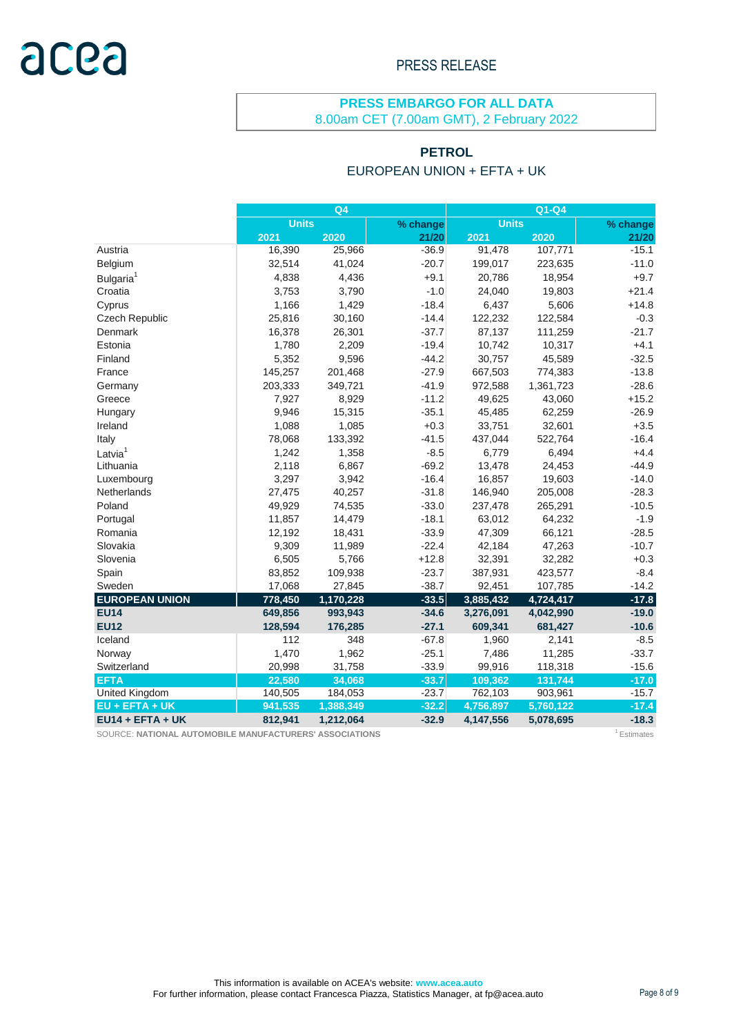PRESS RELEASE

**PRESS EMBARGO FOR ALL DATA**
8.00am CET (7.00am GMT), 2 February 2022

## PETROL

### EUROPEAN UNION + EFTA + UK

| | Q4 | | | Q1-Q4 | | |
|---|---|---|---|---|---|---|
| | Units | | % change | Units | | % change |
| | 2021 | 2020 | 21/20 | 2021 | 2020 | 21/20 |
| Austria | 16,390 | 25,966 | -36.9 | 91,478 | 107,771 | -15.1 |
| Belgium | 32,514 | 41,024 | -20.7 | 199,017 | 223,635 | -11.0 |
| Bulgaria[1] | 4,838 | 4,436 | +9.1 | 20,786 | 18,954 | +9.7 |
| Croatia | 3,753 | 3,790 | -1.0 | 24,040 | 19,803 | +21.4 |
| Cyprus | 1,166 | 1,429 | -18.4 | 6,437 | 5,606 | +14.8 |
| Czech Republic | 25,816 | 30,160 | -14.4 | 122,232 | 122,584 | -0.3 |
| Denmark | 16,378 | 26,301 | -37.7 | 87,137 | 111,259 | -21.7 |
| Estonia | 1,780 | 2,209 | -19.4 | 10,742 | 10,317 | +4.1 |
| Finland | 5,352 | 9,596 | -44.2 | 30,757 | 45,589 | -32.5 |
| France | 145,257 | 201,468 | -27.9 | 667,503 | 774,383 | -13.8 |
| Germany | 203,333 | 349,721 | -41.9 | 972,588 | 1,361,723 | -28.6 |
| Greece | 7,927 | 8,929 | -11.2 | 49,625 | 43,060 | +15.2 |
| Hungary | 9,946 | 15,315 | -35.1 | 45,485 | 62,259 | -26.9 |
| Ireland | 1,088 | 1,085 | +0.3 | 33,751 | 32,601 | +3.5 |
| Italy | 78,068 | 133,392 | -41.5 | 437,044 | 522,764 | -16.4 |
| Latvia[1] | 1,242 | 1,358 | -8.5 | 6,779 | 6,494 | +4.4 |
| Lithuania | 2,118 | 6,867 | -69.2 | 13,478 | 24,453 | -44.9 |
| Luxembourg | 3,297 | 3,942 | -16.4 | 16,857 | 19,603 | -14.0 |
| Netherlands | 27,475 | 40,257 | -31.8 | 146,940 | 205,008 | -28.3 |
| Poland | 49,929 | 74,535 | -33.0 | 237,478 | 265,291 | -10.5 |
| Portugal | 11,857 | 14,479 | -18.1 | 63,012 | 64,232 | -1.9 |
| Romania | 12,192 | 18,431 | -33.9 | 47,309 | 66,121 | -28.5 |
| Slovakia | 9,309 | 11,989 | -22.4 | 42,184 | 47,263 | -10.7 |
| Slovenia | 6,505 | 5,766 | +12.8 | 32,391 | 32,282 | +0.3 |
| Spain | 83,852 | 109,938 | -23.7 | 387,931 | 423,577 | -8.4 |
| Sweden | 17,068 | 27,845 | -38.7 | 92,451 | 107,785 | -14.2 |
| **EUROPEAN UNION** | **778,450** | **1,170,228** | **-33.5** | **3,885,432** | **4,724,417** | **-17.8** |
| **EU14** | **649,856** | **993,943** | **-34.6** | **3,276,091** | **4,042,990** | **-19.0** |
| **EU12** | **128,594** | **176,285** | **-27.1** | **609,341** | **681,427** | **-10.6** |
| Iceland | 112 | 348 | -67.8 | 1,960 | 2,141 | -8.5 |
| Norway | 1,470 | 1,962 | -25.1 | 7,486 | 11,285 | -33.7 |
| Switzerland | 20,998 | 31,758 | -33.9 | 99,916 | 118,318 | -15.6 |
| **EFTA** | **22,580** | **34,068** | **-33.7** | **109,362** | **131,744** | **-17.0** |
| United Kingdom | 140,505 | 184,053 | -23.7 | 762,103 | 903,961 | -15.7 |
| **EU + EFTA + UK** | **941,535** | **1,388,349** | **-32.2** | **4,756,897** | **5,760,122** | **-17.4** |
| **EU14 + EFTA + UK** | **812,941** | **1,212,064** | **-32.9** | **4,147,556** | **5,078,695** | **-18.3** |

SOURCE: **NATIONAL AUTOMOBILE MANUFACTURERS' ASSOCIATIONS**

[1] Estimates

This information is available on ACEA's website: **www.acea.auto**
For further information, please contact Francesca Piazza, Statistics Manager, at fp@acea.auto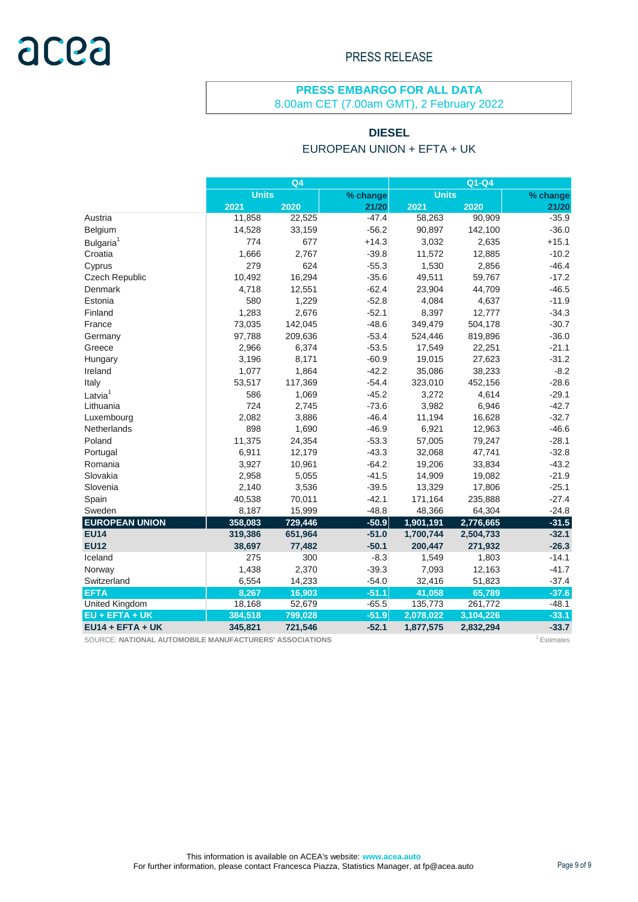acea

PRESS RELEASE

**PRESS EMBARGO FOR ALL DATA**
8.00am CET (7.00am GMT), 2 February 2022

## DIESEL

EUROPEAN UNION + EFTA + UK

| | Q4 | | | Q1-Q4 | | |
|---|---|---|---|---|---|---|
| | Units | | % change | Units | | % change |
| | 2021 | 2020 | 21/20 | 2021 | 2020 | 21/20 |
| Austria | 11,858 | 22,525 | -47.4 | 58,263 | 90,909 | -35.9 |
| Belgium | 14,528 | 33,159 | -56.2 | 90,897 | 142,100 | -36.0 |
| Bulgaria[1] | 774 | 677 | +14.3 | 3,032 | 2,635 | +15.1 |
| Croatia | 1,666 | 2,767 | -39.8 | 11,572 | 12,885 | -10.2 |
| Cyprus | 279 | 624 | -55.3 | 1,530 | 2,856 | -46.4 |
| Czech Republic | 10,492 | 16,294 | -35.6 | 49,511 | 59,767 | -17.2 |
| Denmark | 4,718 | 12,551 | -62.4 | 23,904 | 44,709 | -46.5 |
| Estonia | 580 | 1,229 | -52.8 | 4,084 | 4,637 | -11.9 |
| Finland | 1,283 | 2,676 | -52.1 | 8,397 | 12,777 | -34.3 |
| France | 73,035 | 142,045 | -48.6 | 349,479 | 504,178 | -30.7 |
| Germany | 97,788 | 209,636 | -53.4 | 524,446 | 819,896 | -36.0 |
| Greece | 2,966 | 6,374 | -53.5 | 17,549 | 22,251 | -21.1 |
| Hungary | 3,196 | 8,171 | -60.9 | 19,015 | 27,623 | -31.2 |
| Ireland | 1,077 | 1,864 | -42.2 | 35,086 | 38,233 | -8.2 |
| Italy | 53,517 | 117,369 | -54.4 | 323,010 | 452,156 | -28.6 |
| Latvia[1] | 586 | 1,069 | -45.2 | 3,272 | 4,614 | -29.1 |
| Lithuania | 724 | 2,745 | -73.6 | 3,982 | 6,946 | -42.7 |
| Luxembourg | 2,082 | 3,886 | -46.4 | 11,194 | 16,628 | -32.7 |
| Netherlands | 898 | 1,690 | -46.9 | 6,921 | 12,963 | -46.6 |
| Poland | 11,375 | 24,354 | -53.3 | 57,005 | 79,247 | -28.1 |
| Portugal | 6,911 | 12,179 | -43.3 | 32,068 | 47,741 | -32.8 |
| Romania | 3,927 | 10,961 | -64.2 | 19,206 | 33,834 | -43.2 |
| Slovakia | 2,958 | 5,055 | -41.5 | 14,909 | 19,082 | -21.9 |
| Slovenia | 2,140 | 3,536 | -39.5 | 13,329 | 17,806 | -25.1 |
| Spain | 40,538 | 70,011 | -42.1 | 171,164 | 235,888 | -27.4 |
| Sweden | 8,187 | 15,999 | -48.8 | 48,366 | 64,304 | -24.8 |
| **EUROPEAN UNION** | **358,083** | **729,446** | **-50.9** | **1,901,191** | **2,776,665** | **-31.5** |
| **EU14** | **319,386** | **651,964** | **-51.0** | **1,700,744** | **2,504,733** | **-32.1** |
| **EU12** | **38,697** | **77,482** | **-50.1** | **200,447** | **271,932** | **-26.3** |
| Iceland | 275 | 300 | -8.3 | 1,549 | 1,803 | -14.1 |
| Norway | 1,438 | 2,370 | -39.3 | 7,093 | 12,163 | -41.7 |
| Switzerland | 6,554 | 14,233 | -54.0 | 32,416 | 51,823 | -37.4 |
| **EFTA** | **8,267** | **16,903** | **-51.1** | **41,058** | **65,789** | **-37.6** |
| United Kingdom | 18,168 | 52,679 | -65.5 | 135,773 | 261,772 | -48.1 |
| **EU + EFTA + UK** | **384,518** | **799,028** | **-51.9** | **2,078,022** | **3,104,226** | **-33.1** |
| **EU14 + EFTA + UK** | **345,821** | **721,546** | **-52.1** | **1,877,575** | **2,832,294** | **-33.7** |

SOURCE: **NATIONAL AUTOMOBILE MANUFACTURERS' ASSOCIATIONS**

[1] Estimates

This information is available on ACEA's website: **www.acea.auto**
For further information, please contact Francesca Piazza, Statistics Manager, at fp@acea.auto